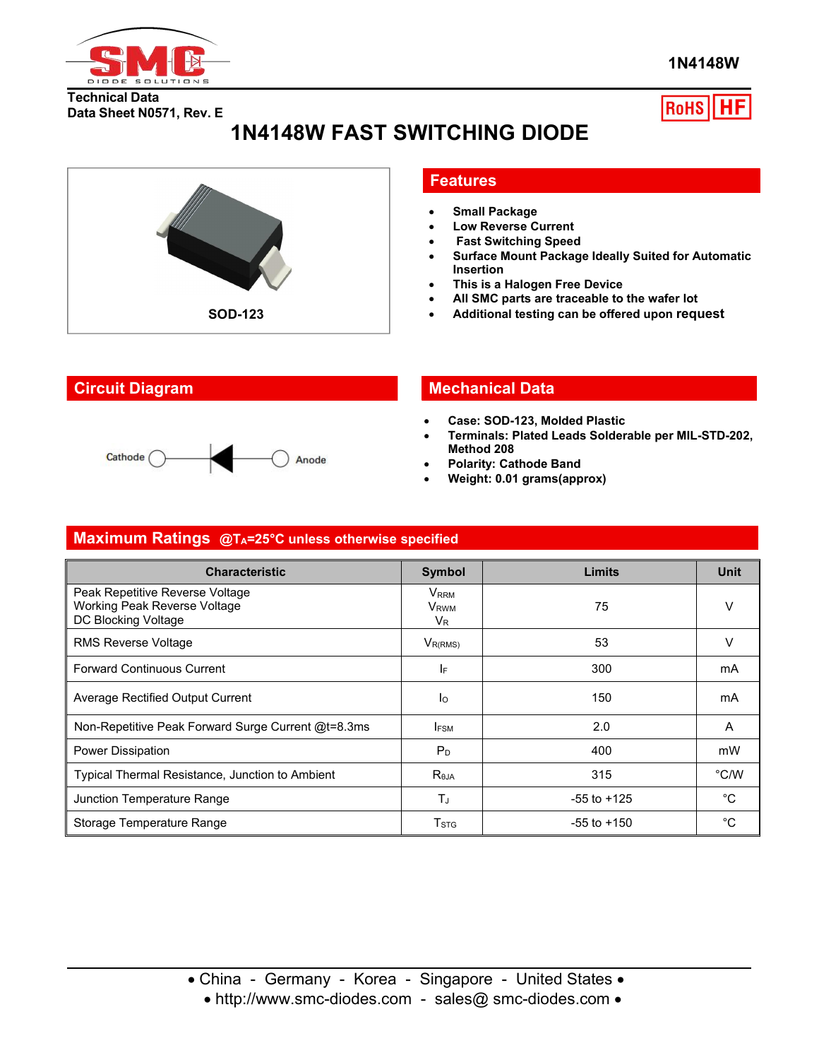1N4148W

Technical Data
Data Sheet N0571, Rev. E

RoHS HF

# 1N4148W FAST SWITCHING DIODE

SOD-123

## Features

- Small Package
- Low Reverse Current
- Fast Switching Speed
- Surface Mount Package Ideally Suited for Automatic Insertion
- This is a Halogen Free Device
- All SMC parts are traceable to the wafer lot
- Additional testing can be offered upon request

## Circuit Diagram

Cathode — Anode

## Mechanical Data

- Case: SOD-123, Molded Plastic
- Terminals: Plated Leads Solderable per MIL-STD-202, Method 208
- Polarity: Cathode Band
- Weight: 0.01 grams(approx)

## Maximum Ratings @$T_A$=25°C unless otherwise specified

| Characteristic | Symbol | Limits | Unit |
|---|---|---|---|
| Peak Repetitive Reverse Voltage<br>Working Peak Reverse Voltage<br>DC Blocking Voltage | $V_{RRM}$<br>$V_{RWM}$<br>$V_R$ | 75 | V |
| RMS Reverse Voltage | $V_{R(RMS)}$ | 53 | V |
| Forward Continuous Current | $I_F$ | 300 | mA |
| Average Rectified Output Current | $I_O$ | 150 | mA |
| Non-Repetitive Peak Forward Surge Current @t=8.3ms | $I_{FSM}$ | 2.0 | A |
| Power Dissipation | $P_D$ | 400 | mW |
| Typical Thermal Resistance, Junction to Ambient | $R_{\theta JA}$ | 315 | °C/W |
| Junction Temperature Range | $T_J$ | -55 to +125 | °C |
| Storage Temperature Range | $T_{STG}$ | -55 to +150 | °C |

• China - Germany - Korea - Singapore - United States •
• http://www.smc-diodes.com - sales@ smc-diodes.com •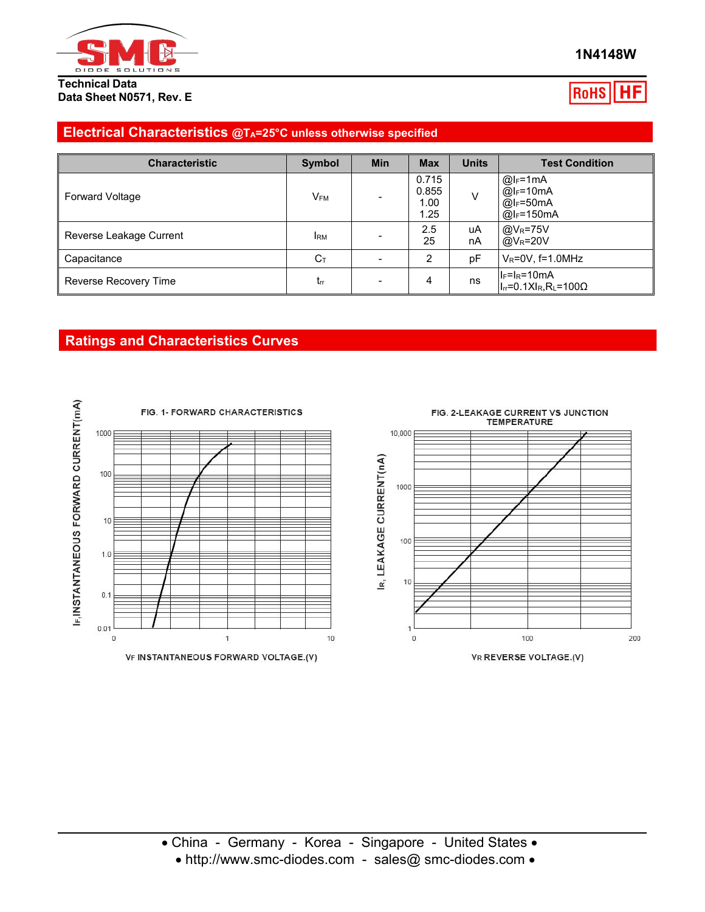1N4148W

Technical Data
Data Sheet N0571, Rev. E

## Electrical Characteristics @$T_A$=25°C unless otherwise specified

| Characteristic | Symbol | Min | Max | Units | Test Condition |
|---|---|---|---|---|---|
| Forward Voltage | $V_{FM}$ | - | 0.715<br>0.855<br>1.00<br>1.25 | V | @$I_F$=1mA<br>@$I_F$=10mA<br>@$I_F$=50mA<br>@$I_F$=150mA |
| Reverse Leakage Current | $I_{RM}$ | - | 2.5<br>25 | uA<br>nA | @$V_R$=75V<br>@$V_R$=20V |
| Capacitance | $C_T$ | - | 2 | pF | $V_R$=0V, f=1.0MHz |
| Reverse Recovery Time | $t_{rr}$ | - | 4 | ns | $I_F$=$I_R$=10mA<br>$I_{rr}$=0.1X$I_R$,$R_L$=100Ω |

## Ratings and Characteristics Curves

FIG. 1- FORWARD CHARACTERISTICS

FIG. 2-LEAKAGE CURRENT VS JUNCTION TEMPERATURE

• China - Germany - Korea - Singapore - United States •
• http://www.smc-diodes.com - sales@ smc-diodes.com •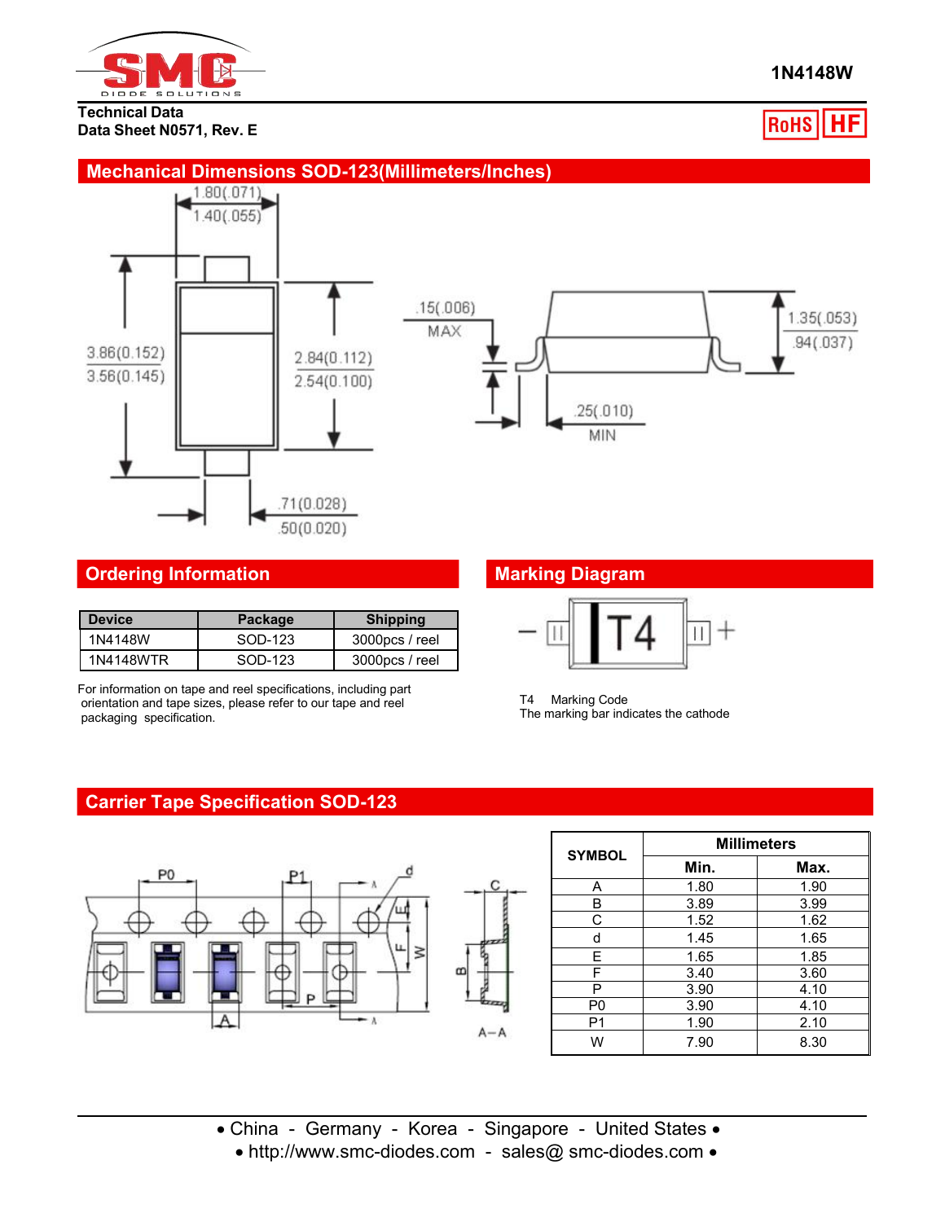1N4148W

Technical Data
Data Sheet N0571, Rev. E

RoHS HF

## Mechanical Dimensions SOD-123(Millimeters/Inches)

1.80(.071)
1.40(.055)

3.86(0.152)
3.56(0.145)

2.84(0.112)
2.54(0.100)

.71(0.028)
.50(0.020)

.15(.006)
MAX

.25(.010)
MIN

1.35(.053)
.94(.037)

## Ordering Information

| Device | Package | Shipping |
|---|---|---|
| 1N4148W | SOD-123 | 3000pcs / reel |
| 1N4148WTR | SOD-123 | 3000pcs / reel |

For information on tape and reel specifications, including part orientation and tape sizes, please refer to our tape and reel packaging specification.

## Marking Diagram

T4

T4 Marking Code
The marking bar indicates the cathode

## Carrier Tape Specification SOD-123

| SYMBOL | Millimeters | |
|---|---|---|
| | Min. | Max. |
| A | 1.80 | 1.90 |
| B | 3.89 | 3.99 |
| C | 1.52 | 1.62 |
| d | 1.45 | 1.65 |
| E | 1.65 | 1.85 |
| F | 3.40 | 3.60 |
| P | 3.90 | 4.10 |
| P0 | 3.90 | 4.10 |
| P1 | 1.90 | 2.10 |
| W | 7.90 | 8.30 |

• China - Germany - Korea - Singapore - United States •
• http://www.smc-diodes.com - sales@ smc-diodes.com •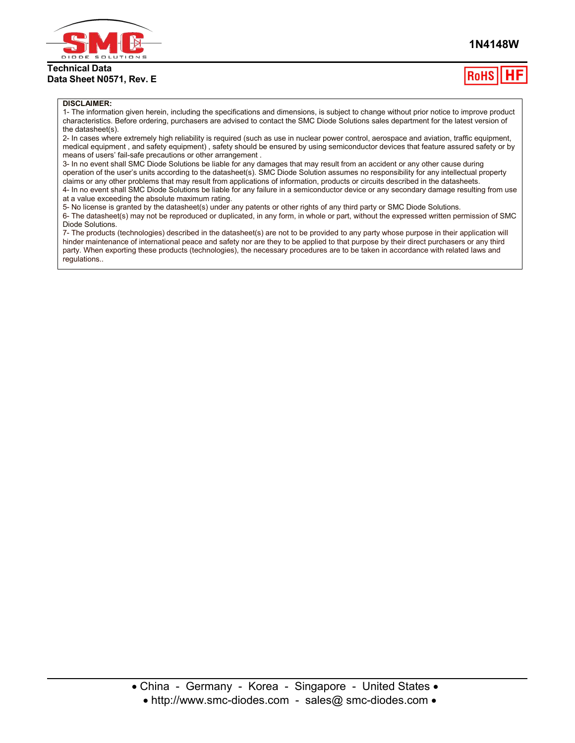**DISCLAIMER:**

1- The information given herein, including the specifications and dimensions, is subject to change without prior notice to improve product characteristics. Before ordering, purchasers are advised to contact the SMC Diode Solutions sales department for the latest version of the datasheet(s).

2- In cases where extremely high reliability is required (such as use in nuclear power control, aerospace and aviation, traffic equipment, medical equipment , and safety equipment) , safety should be ensured by using semiconductor devices that feature assured safety or by means of users' fail-safe precautions or other arrangement .

3- In no event shall SMC Diode Solutions be liable for any damages that may result from an accident or any other cause during operation of the user's units according to the datasheet(s). SMC Diode Solution assumes no responsibility for any intellectual property claims or any other problems that may result from applications of information, products or circuits described in the datasheets.

4- In no event shall SMC Diode Solutions be liable for any failure in a semiconductor device or any secondary damage resulting from use at a value exceeding the absolute maximum rating.

5- No license is granted by the datasheet(s) under any patents or other rights of any third party or SMC Diode Solutions.

6- The datasheet(s) may not be reproduced or duplicated, in any form, in whole or part, without the expressed written permission of SMC Diode Solutions.

7- The products (technologies) described in the datasheet(s) are not to be provided to any party whose purpose in their application will hinder maintenance of international peace and safety nor are they to be applied to that purpose by their direct purchasers or any third party. When exporting these products (technologies), the necessary procedures are to be taken in accordance with related laws and regulations..